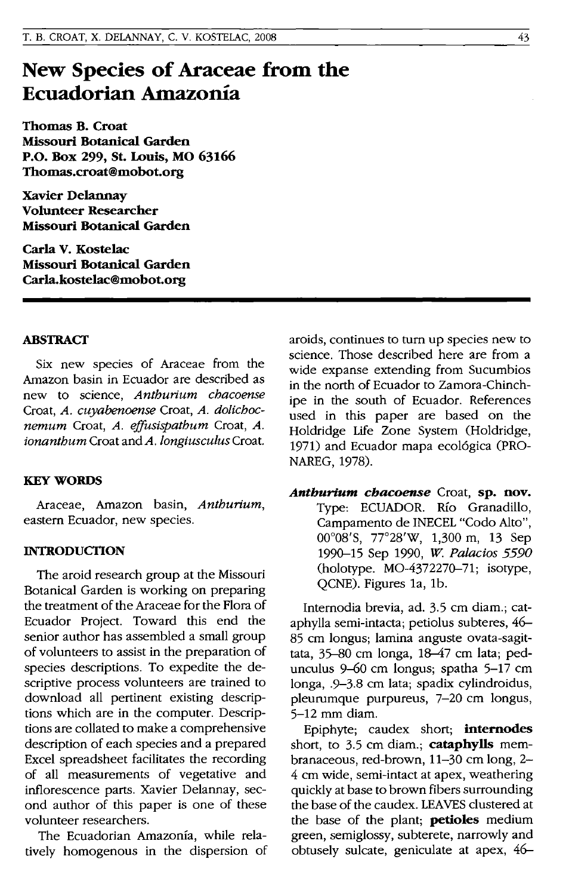# New Species of Araceae from the Ecuadorian Amazonía

**Thomas B. Croat**
**Missouri Botanical Garden**
**P.O. Box 299, St. Louis, MO 63166**
**Thomas.croat@mobot.org**

**Xavier Delannay**
**Volunteer Researcher**
**Missouri Botanical Garden**

**Carla V. Kostelac**
**Missouri Botanical Garden**
**Carla.kostelac@mobot.org**

## ABSTRACT

Six new species of Araceae from the Amazon basin in Ecuador are described as new to science, *Anthurium chacoense* Croat, *A. cuyabenoense* Croat, *A. dolichocnemum* Croat, *A. effusispathum* Croat, *A. ionanthum* Croat and *A. longiusculus* Croat.

## KEY WORDS

Araceae, Amazon basin, *Anthurium*, eastern Ecuador, new species.

## INTRODUCTION

The aroid research group at the Missouri Botanical Garden is working on preparing the treatment of the Araceae for the Flora of Ecuador Project. Toward this end the senior author has assembled a small group of volunteers to assist in the preparation of species descriptions. To expedite the descriptive process volunteers are trained to download all pertinent existing descriptions which are in the computer. Descriptions are collated to make a comprehensive description of each species and a prepared Excel spreadsheet facilitates the recording of all measurements of vegetative and inflorescence parts. Xavier Delannay, second author of this paper is one of these volunteer researchers.

The Ecuadorian Amazonía, while relatively homogenous in the dispersion of aroids, continues to turn up species new to science. Those described here are from a wide expanse extending from Sucumbios in the north of Ecuador to Zamora-Chinchipe in the south of Ecuador. References used in this paper are based on the Holdridge Life Zone System (Holdridge, 1971) and Ecuador mapa ecológica (PRONAREG, 1978).

***Anthurium chacoense*** Croat, **sp. nov.** Type: ECUADOR. Río Granadillo, Campamento de INECEL "Codo Alto", 00°08'S, 77°28'W, 1,300 m, 13 Sep 1990–15 Sep 1990, *W. Palacios 5590* (holotype. MO-4372270–71; isotype, QCNE). Figures 1a, 1b.

Internodia brevia, ad. 3.5 cm diam.; cataphylla semi-intacta; petiolus subteres, 46–85 cm longus; lamina anguste ovata-sagittata, 35–80 cm longa, 18–47 cm lata; pedunculus 9–60 cm longus; spatha 5–17 cm longa, .9–3.8 cm lata; spadix cylindroidus, pleurumque purpureus, 7–20 cm longus, 5–12 mm diam.

Epiphyte; caudex short; **internodes** short, to 3.5 cm diam.; **cataphylls** membranaceous, red-brown, 11–30 cm long, 2–4 cm wide, semi-intact at apex, weathering quickly at base to brown fibers surrounding the base of the caudex. LEAVES clustered at the base of the plant; **petioles** medium green, semiglossy, subterete, narrowly and obtusely sulcate, geniculate at apex, 46–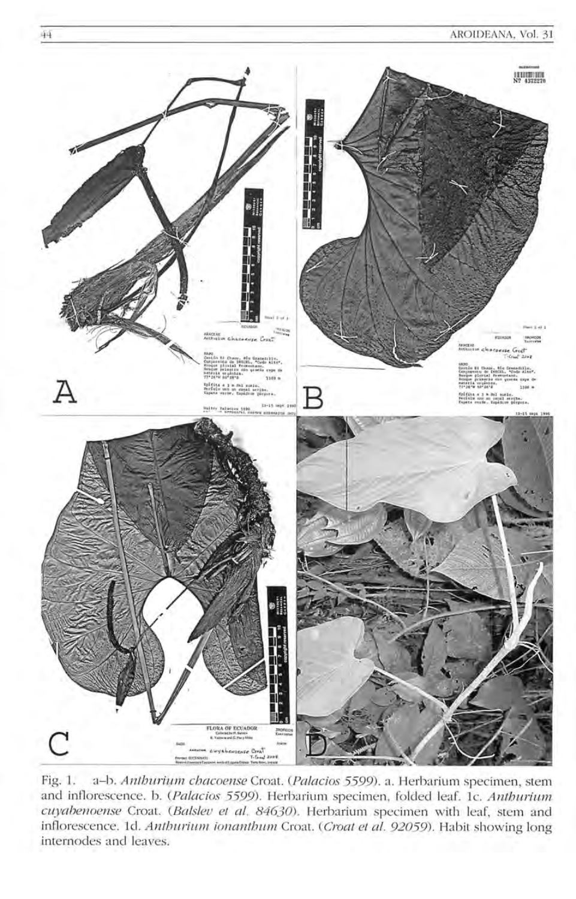Fig. 1. a–b. *Anthurium chacoense* Croat. (*Palacios 5599*). a. Herbarium specimen, stem and inflorescence. b. (*Palacios 5599*). Herbarium specimen, folded leaf. 1c. *Anthurium cuyabenoense* Croat. (*Balslev et al. 84630*). Herbarium specimen with leaf, stem and inflorescence. 1d. *Anthurium ionanthum* Croat. (*Croat et al. 92059*). Habit showing long internodes and leaves.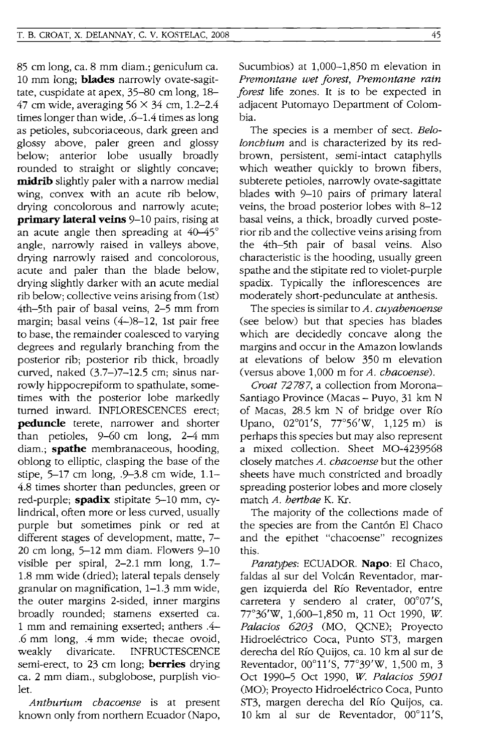85 cm long, ca. 8 mm diam.; geniculum ca. 10 mm long; **blades** narrowly ovate-sagittate, cuspidate at apex, 35–80 cm long, 18–47 cm wide, averaging 56 × 34 cm, 1.2–2.4 times longer than wide, .6–1.4 times as long as petioles, subcoriaceous, dark green and glossy above, paler green and glossy below; anterior lobe usually broadly rounded to straight or slightly concave; **midrib** slightly paler with a narrow medial wing, convex with an acute rib below, drying concolorous and narrowly acute; **primary lateral veins** 9–10 pairs, rising at an acute angle then spreading at 40–45° angle, narrowly raised in valleys above, drying narrowly raised and concolorous, acute and paler than the blade below, drying slightly darker with an acute medial rib below; collective veins arising from (1st) 4th–5th pair of basal veins, 2–5 mm from margin; basal veins (4–)8–12, 1st pair free to base, the remainder coalesced to varying degrees and regularly branching from the posterior rib; posterior rib thick, broadly curved, naked (3.7–)7–12.5 cm; sinus narrowly hippocrepiform to spathulate, sometimes with the posterior lobe markedly turned inward. INFLORESCENCES erect; **peduncle** terete, narrower and shorter than petioles, 9–60 cm long, 2–4 mm diam.; **spathe** membranaceous, hooding, oblong to elliptic, clasping the base of the stipe, 5–17 cm long, .9–3.8 cm wide, 1.1–4.8 times shorter than peduncles, green or red-purple; **spadix** stipitate 5–10 mm, cylindrical, often more or less curved, usually purple but sometimes pink or red at different stages of development, matte, 7–20 cm long, 5–12 mm diam. Flowers 9–10 visible per spiral, 2–2.1 mm long, 1.7–1.8 mm wide (dried); lateral tepals densely granular on magnification, 1–1.3 mm wide, the outer margins 2-sided, inner margins broadly rounded; stamens exserted ca. 1 mm and remaining exserted; anthers .4–.6 mm long, .4 mm wide; thecae ovoid, weakly divaricate. INFRUCTESCENCE semi-erect, to 23 cm long; **berries** drying ca. 2 mm diam., subglobose, purplish violet.

*Anthurium chacoense* is at present known only from northern Ecuador (Napo, Sucumbios) at 1,000–1,850 m elevation in *Premontane wet forest, Premontane rain forest* life zones. It is to be expected in adjacent Putomayo Department of Colombia.

The species is a member of sect. *Belolonchium* and is characterized by its red-brown, persistent, semi-intact cataphylls which weather quickly to brown fibers, subterete petioles, narrowly ovate-sagittate blades with 9–10 pairs of primary lateral veins, the broad posterior lobes with 8–12 basal veins, a thick, broadly curved posterior rib and the collective veins arising from the 4th–5th pair of basal veins. Also characteristic is the hooding, usually green spathe and the stipitate red to violet-purple spadix. Typically the inflorescences are moderately short-pedunculate at anthesis.

The species is similar to *A. cuyabenoense* (see below) but that species has blades which are decidedly concave along the margins and occur in the Amazon lowlands at elevations of below 350 m elevation (versus above 1,000 m for *A. chacoense*).

*Croat 72787*, a collection from Morona-Santiago Province (Macas – Puyo, 31 km N of Macas, 28.5 km N of bridge over Río Upano, 02°01′S, 77°56′W, 1,125 m) is perhaps this species but may also represent a mixed collection. Sheet MO-4239568 closely matches *A. chacoense* but the other sheets have much constricted and broadly spreading posterior lobes and more closely match *A. berthae* K. Kr.

The majority of the collections made of the species are from the Cantón El Chaco and the epithet "chacoense" recognizes this.

*Paratypes*: ECUADOR. **Napo**: El Chaco, faldas al sur del Volcán Reventador, margen izquierda del Río Reventador, entre carretera y sendero al crater, 00°07′S, 77°36′W, 1,600–1,850 m, 11 Oct 1990, *W. Palacios 6203* (MO, QCNE); Proyecto Hidroeléctrico Coca, Punto ST3, margen derecha del Río Quijos, ca. 10 km al sur de Reventador, 00°11′S, 77°39′W, 1,500 m, 3 Oct 1990–5 Oct 1990, *W. Palacios 5901* (MO); Proyecto Hidroeléctrico Coca, Punto ST3, margen derecha del Río Quijos, ca. 10 km al sur de Reventador, 00°11′S,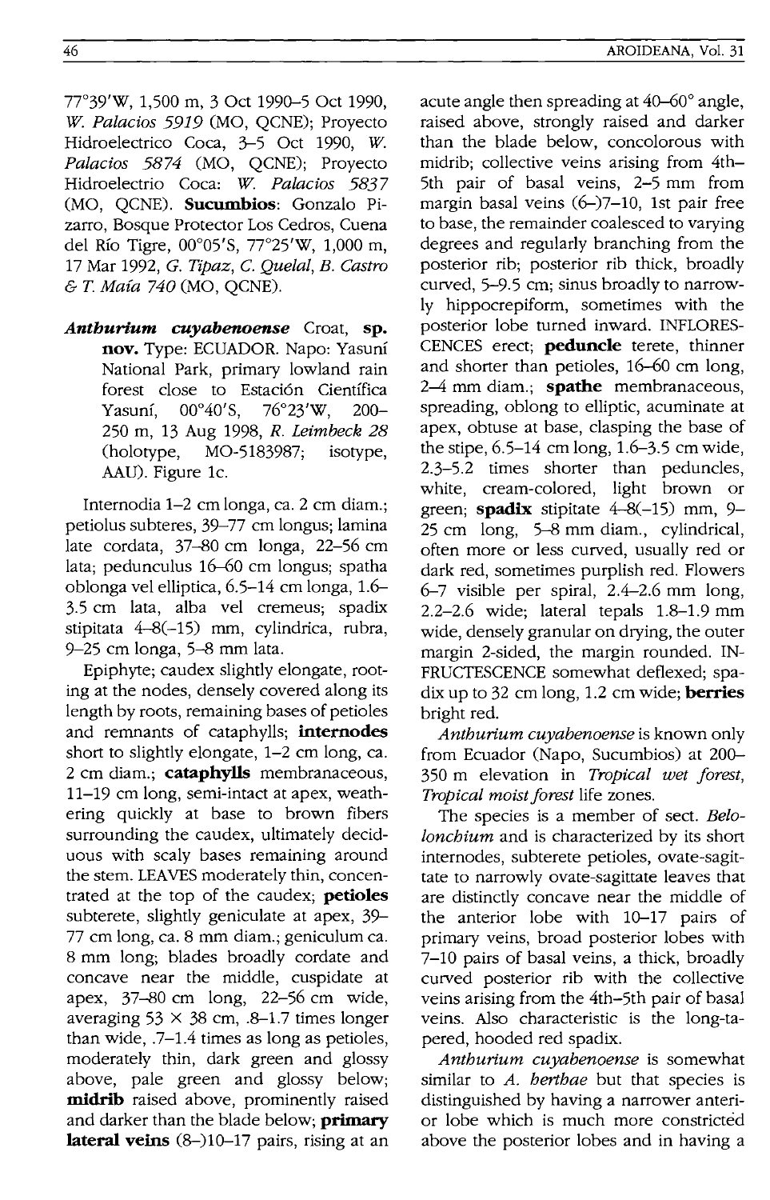77°39'W, 1,500 m, 3 Oct 1990–5 Oct 1990, *W. Palacios 5919* (MO, QCNE); Proyecto Hidroelectrico Coca, 3–5 Oct 1990, *W. Palacios 5874* (MO, QCNE); Proyecto Hidroelectrio Coca: *W. Palacios 5837* (MO, QCNE). **Sucumbios**: Gonzalo Pizarro, Bosque Protector Los Cedros, Cuena del Río Tigre, 00°05'S, 77°25'W, 1,000 m, 17 Mar 1992, *G. Tipaz, C. Quelal, B. Castro & T. Maía 740* (MO, QCNE).

***Anthurium cuyabenoense*** Croat, **sp. nov.** Type: ECUADOR. Napo: Yasuní National Park, primary lowland rain forest close to Estación Científica Yasuní, 00°40'S, 76°23'W, 200–250 m, 13 Aug 1998, *R. Leimbeck 28* (holotype, MO-5183987; isotype, AAU). Figure 1c.

Internodia 1–2 cm longa, ca. 2 cm diam.; petiolus subteres, 39–77 cm longus; lamina late cordata, 37–80 cm longa, 22–56 cm lata; pedunculus 16–60 cm longus; spatha oblonga vel elliptica, 6.5–14 cm longa, 1.6–3.5 cm lata, alba vel cremeus; spadix stipitata 4–8(–15) mm, cylindrica, rubra, 9–25 cm longa, 5–8 mm lata.

Epiphyte; caudex slightly elongate, rooting at the nodes, densely covered along its length by roots, remaining bases of petioles and remnants of cataphylls; **internodes** short to slightly elongate, 1–2 cm long, ca. 2 cm diam.; **cataphylls** membranaceous, 11–19 cm long, semi-intact at apex, weathering quickly at base to brown fibers surrounding the caudex, ultimately deciduous with scaly bases remaining around the stem. LEAVES moderately thin, concentrated at the top of the caudex; **petioles** subterete, slightly geniculate at apex, 39–77 cm long, ca. 8 mm diam.; geniculum ca. 8 mm long; blades broadly cordate and concave near the middle, cuspidate at apex, 37–80 cm long, 22–56 cm wide, averaging 53 × 38 cm, .8–1.7 times longer than wide, .7–1.4 times as long as petioles, moderately thin, dark green and glossy above, pale green and glossy below; **midrib** raised above, prominently raised and darker than the blade below; **primary lateral veins** (8–)10–17 pairs, rising at an acute angle then spreading at 40–60° angle, raised above, strongly raised and darker than the blade below, concolorous with midrib; collective veins arising from 4th–5th pair of basal veins, 2–5 mm from margin basal veins (6–)7–10, 1st pair free to base, the remainder coalesced to varying degrees and regularly branching from the posterior rib; posterior rib thick, broadly curved, 5–9.5 cm; sinus broadly to narrowly hippocrepiform, sometimes with the posterior lobe turned inward. INFLORESCENCES erect; **peduncle** terete, thinner and shorter than petioles, 16–60 cm long, 2–4 mm diam.; **spathe** membranaceous, spreading, oblong to elliptic, acuminate at apex, obtuse at base, clasping the base of the stipe, 6.5–14 cm long, 1.6–3.5 cm wide, 2.3–5.2 times shorter than peduncles, white, cream-colored, light brown or green; **spadix** stipitate 4–8(–15) mm, 9–25 cm long, 5–8 mm diam., cylindrical, often more or less curved, usually red or dark red, sometimes purplish red. Flowers 6–7 visible per spiral, 2.4–2.6 mm long, 2.2–2.6 wide; lateral tepals 1.8–1.9 mm wide, densely granular on drying, the outer margin 2-sided, the margin rounded. INFRUCTESCENCE somewhat deflexed; spadix up to 32 cm long, 1.2 cm wide; **berries** bright red.

*Anthurium cuyabenoense* is known only from Ecuador (Napo, Sucumbios) at 200–350 m elevation in *Tropical wet forest, Tropical moist forest* life zones.

The species is a member of sect. *Belolonchium* and is characterized by its short internodes, subterete petioles, ovate-sagittate to narrowly ovate-sagittate leaves that are distinctly concave near the middle of the anterior lobe with 10–17 pairs of primary veins, broad posterior lobes with 7–10 pairs of basal veins, a thick, broadly curved posterior rib with the collective veins arising from the 4th–5th pair of basal veins. Also characteristic is the long-tapered, hooded red spadix.

*Anthurium cuyabenoense* is somewhat similar to *A. berthae* but that species is distinguished by having a narrower anterior lobe which is much more constricted above the posterior lobes and in having a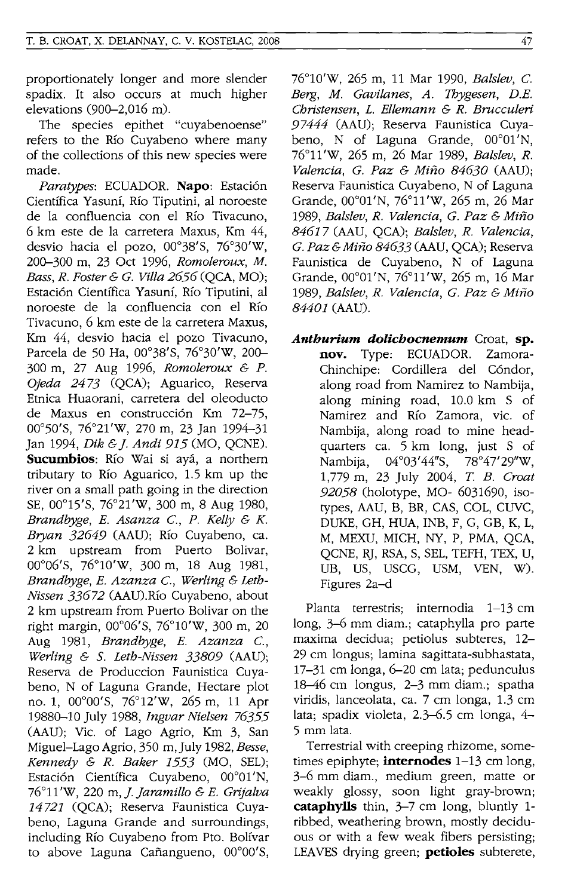proportionately longer and more slender spadix. It also occurs at much higher elevations (900–2,016 m).

The species epithet "cuyabenoense" refers to the Río Cuyabeno where many of the collections of this new species were made.

*Paratypes*: ECUADOR. **Napo**: Estación Científica Yasuní, Río Tiputini, al noroeste de la confluencia con el Río Tivacuno, 6 km este de la carretera Maxus, Km 44, desvio hacia el pozo, 00°38'S, 76°30'W, 200–300 m, 23 Oct 1996, *Romoleroux, M. Bass, R. Foster & G. Villa 2656* (QCA, MO); Estación Científica Yasuní, Río Tiputini, al noroeste de la confluencia con el Río Tivacuno, 6 km este de la carretera Maxus, Km 44, desvio hacia el pozo Tivacuno, Parcela de 50 Ha, 00°38'S, 76°30'W, 200–300 m, 27 Aug 1996, *Romoleroux & P. Ojeda 2473* (QCA); Aguarico, Reserva Etnica Huaorani, carretera del oleoducto de Maxus en construcción Km 72–75, 00°50'S, 76°21'W, 270 m, 23 Jan 1994–31 Jan 1994, *Dik & J. Andi 915* (MO, QCNE). **Sucumbios**: Río Wai si ayá, a northern tributary to Río Aguarico, 1.5 km up the river on a small path going in the direction SE, 00°15'S, 76°21'W, 300 m, 8 Aug 1980, *Brandbyge, E. Asanza C., P. Kelly & K. Bryan 32649* (AAU); Río Cuyabeno, ca. 2 km upstream from Puerto Bolivar, 00°06'S, 76°10'W, 300 m, 18 Aug 1981, *Brandbyge, E. Azanza C., Werling & Leth-Nissen 33672* (AAU).Río Cuyabeno, about 2 km upstream from Puerto Bolivar on the right margin, 00°06'S, 76°10'W, 300 m, 20 Aug 1981, *Brandbyge, E. Azanza C., Werling & S. Leth-Nissen 33809* (AAU); Reserva de Produccion Faunistica Cuyabeno, N of Laguna Grande, Hectare plot no. 1, 00°00'S, 76°12'W, 265 m, 11 Apr 19880–10 July 1988, *Ingvar Nielsen 76355* (AAU); Vic. of Lago Agrio, Km 3, San Miguel–Lago Agrio, 350 m, July 1982, *Besse, Kennedy & R. Baker 1553* (MO, SEL); Estación Científica Cuyabeno, 00°01'N, 76°11'W, 220 m, *J. Jaramillo & E. Grijalva 14721* (QCA); Reserva Faunistica Cuyabeno, Laguna Grande and surroundings, including Río Cuyabeno from Pto. Bolívar to above Laguna Cañangueno, 00°00'S, 76°10'W, 265 m, 11 Mar 1990, *Balslev, C. Berg, M. Gavilanes, A. Thygesen, D.E. Christensen, L. Ellemann & R. Brucculeri 97444* (AAU); Reserva Faunistica Cuyabeno, N of Laguna Grande, 00°01'N, 76°11'W, 265 m, 26 Mar 1989, *Balslev, R. Valencia, G. Paz & Miño 84630* (AAU); Reserva Faunistica Cuyabeno, N of Laguna Grande, 00°01'N, 76°11'W, 265 m, 26 Mar 1989, *Balslev, R. Valencia, G. Paz & Miño 84617* (AAU, QCA); *Balslev, R. Valencia, G. Paz & Miño 84633* (AAU, QCA); Reserva Faunistica de Cuyabeno, N of Laguna Grande, 00°01'N, 76°11'W, 265 m, 16 Mar 1989, *Balslev, R. Valencia, G. Paz & Miño 84401* (AAU).

***Anthurium dolichocnemum*** Croat, **sp. nov.** Type: ECUADOR. Zamora-Chinchipe: Cordillera del Cóndor, along road from Namirez to Nambija, along mining road, 10.0 km S of Namirez and Río Zamora, vic. of Nambija, along road to mine headquarters ca. 5 km long, just S of Nambija, 04°03'44"S, 78°47'29"W, 1,779 m, 23 July 2004, *T. B. Croat 92058* (holotype, MO- 6031690, isotypes, AAU, B, BR, CAS, COL, CUVC, DUKE, GH, HUA, INB, F, G, GB, K, L, M, MEXU, MICH, NY, P, PMA, QCA, QCNE, RJ, RSA, S, SEL, TEFH, TEX, U, UB, US, USCG, USM, VEN, W). Figures 2a–d

Planta terrestris; internodia 1–13 cm long, 3–6 mm diam.; cataphylla pro parte maxima decidua; petiolus subteres, 12–29 cm longus; lamina sagittata-subhastata, 17–31 cm longa, 6–20 cm lata; pedunculus 18–46 cm longus, 2–3 mm diam.; spatha viridis, lanceolata, ca. 7 cm longa, 1.3 cm lata; spadix violeta, 2.3–6.5 cm longa, 4–5 mm lata.

Terrestrial with creeping rhizome, sometimes epiphyte; **internodes** 1–13 cm long, 3–6 mm diam., medium green, matte or weakly glossy, soon light gray-brown; **cataphylls** thin, 3–7 cm long, bluntly 1-ribbed, weathering brown, mostly deciduous or with a few weak fibers persisting; LEAVES drying green; **petioles** subterete,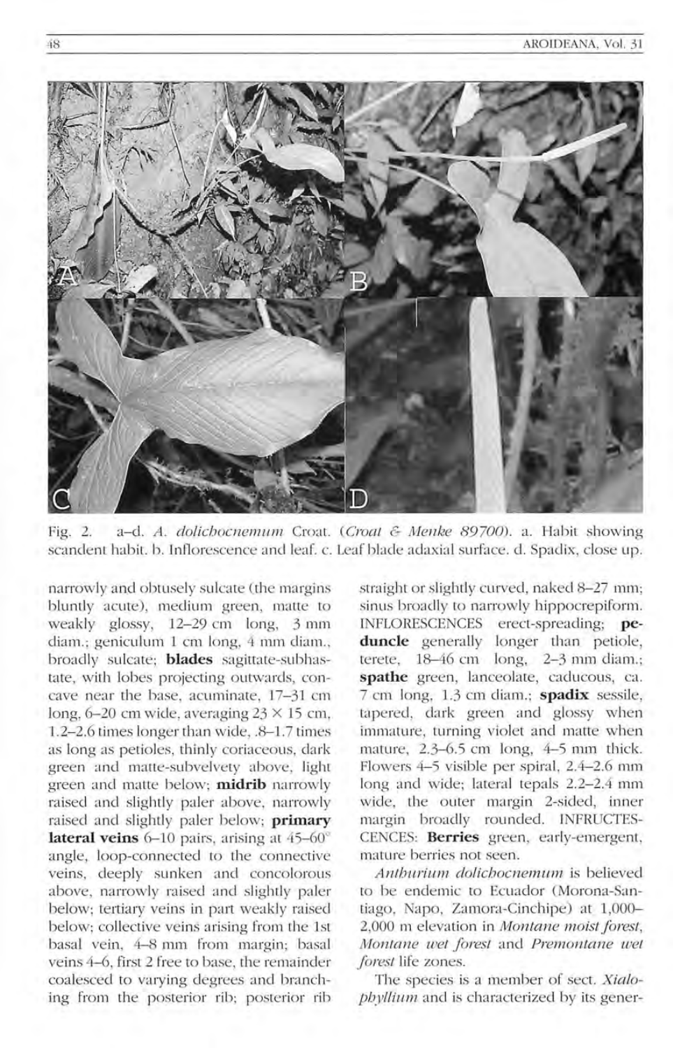Fig. 2. a–d. *A. dolichocnemum* Croat. (*Croat & Menke 89700*). a. Habit showing scandent habit. b. Inflorescence and leaf. c. Leaf blade adaxial surface. d. Spadix, close up.

narrowly and obtusely sulcate (the margins bluntly acute), medium green, matte to weakly glossy, 12–29 cm long, 3 mm diam.; geniculum 1 cm long, 4 mm diam., broadly sulcate; **blades** sagittate-subhastate, with lobes projecting outwards, concave near the base, acuminate, 17–31 cm long, 6–20 cm wide, averaging 23 × 15 cm, 1.2–2.6 times longer than wide, .8–1.7 times as long as petioles, thinly coriaceous, dark green and matte-subvelvety above, light green and matte below; **midrib** narrowly raised and slightly paler above, narrowly raised and slightly paler below; **primary lateral veins** 6–10 pairs, arising at 45–60° angle, loop-connected to the connective veins, deeply sunken and concolorous above, narrowly raised and slightly paler below; tertiary veins in part weakly raised below; collective veins arising from the 1st basal vein, 4–8 mm from margin; basal veins 4–6, first 2 free to base, the remainder coalesced to varying degrees and branching from the posterior rib; posterior rib straight or slightly curved, naked 8–27 mm; sinus broadly to narrowly hippocrepiform. INFLORESCENCES erect-spreading; **peduncle** generally longer than petiole, terete, 18–46 cm long, 2–3 mm diam.; **spathe** green, lanceolate, caducous, ca. 7 cm long, 1.3 cm diam.; **spadix** sessile, tapered, dark green and glossy when immature, turning violet and matte when mature, 2.3–6.5 cm long, 4–5 mm thick. Flowers 4–5 visible per spiral, 2.4–2.6 mm long and wide; lateral tepals 2.2–2.4 mm wide, the outer margin 2-sided, inner margin broadly rounded. INFRUCTESCENCES: **Berries** green, early-emergent, mature berries not seen.

*Anthurium dolichocnemum* is believed to be endemic to Ecuador (Morona-Santiago, Napo, Zamora-Cinchipe) at 1,000–2,000 m elevation in *Montane moist forest*, *Montane wet forest* and *Premontane wet forest* life zones.

The species is a member of sect. *Xialophyllium* and is characterized by its gener-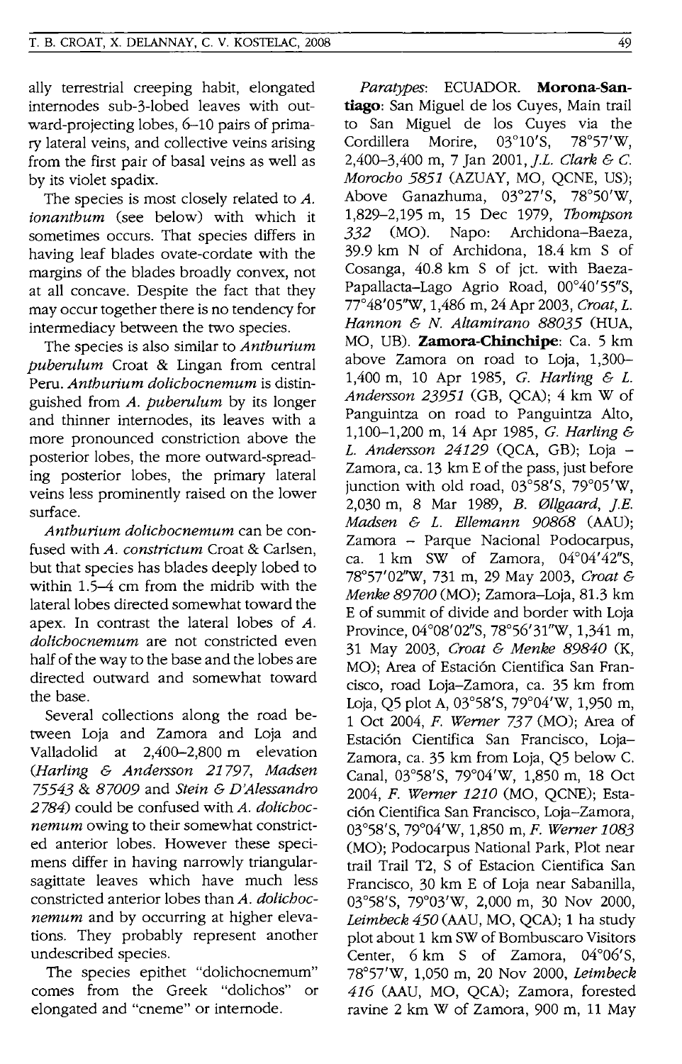ally terrestrial creeping habit, elongated internodes sub-3-lobed leaves with outward-projecting lobes, 6–10 pairs of primary lateral veins, and collective veins arising from the first pair of basal veins as well as by its violet spadix.

The species is most closely related to *A. ionanthum* (see below) with which it sometimes occurs. That species differs in having leaf blades ovate-cordate with the margins of the blades broadly convex, not at all concave. Despite the fact that they may occur together there is no tendency for intermediacy between the two species.

The species is also similar to *Anthurium puberulum* Croat & Lingan from central Peru. *Anthurium dolichocnemum* is distinguished from *A. puberulum* by its longer and thinner internodes, its leaves with a more pronounced constriction above the posterior lobes, the more outward-spreading posterior lobes, the primary lateral veins less prominently raised on the lower surface.

*Anthurium dolichocnemum* can be confused with *A. constrictum* Croat & Carlsen, but that species has blades deeply lobed to within 1.5–4 cm from the midrib with the lateral lobes directed somewhat toward the apex. In contrast the lateral lobes of *A. dolichocnemum* are not constricted even half of the way to the base and the lobes are directed outward and somewhat toward the base.

Several collections along the road between Loja and Zamora and Loja and Valladolid at 2,400–2,800 m elevation (*Harling & Andersson 21797*, *Madsen 75543* & *87009* and *Stein & D'Alessandro 2784*) could be confused with *A. dolichocnemum* owing to their somewhat constricted anterior lobes. However these specimens differ in having narrowly triangular-sagittate leaves which have much less constricted anterior lobes than *A. dolichocnemum* and by occurring at higher elevations. They probably represent another undescribed species.

The species epithet "dolichocnemum" comes from the Greek "dolichos" or elongated and "cneme" or internode.

*Paratypes*: ECUADOR. **Morona-Santiago**: San Miguel de los Cuyes, Main trail to San Miguel de los Cuyes via the Cordillera Morire, 03°10'S, 78°57'W, 2,400–3,400 m, 7 Jan 2001, *J.L. Clark & C. Morocho 5851* (AZUAY, MO, QCNE, US); Above Ganazhuma, 03°27'S, 78°50'W, 1,829–2,195 m, 15 Dec 1979, *Thompson 332* (MO). Napo: Archidona–Baeza, 39.9 km N of Archidona, 18.4 km S of Cosanga, 40.8 km S of jct. with Baeza-Papallacta–Lago Agrio Road, 00°40'55"S, 77°48'05"W, 1,486 m, 24 Apr 2003, *Croat, L. Hannon & N. Altamirano 88035* (HUA, MO, UB). **Zamora-Chinchipe**: Ca. 5 km above Zamora on road to Loja, 1,300–1,400 m, 10 Apr 1985, *G. Harling & L. Andersson 23951* (GB, QCA); 4 km W of Panguintza on road to Panguintza Alto, 1,100–1,200 m, 14 Apr 1985, *G. Harling & L. Andersson 24129* (QCA, GB); Loja – Zamora, ca. 13 km E of the pass, just before junction with old road, 03°58'S, 79°05'W, 2,030 m, 8 Mar 1989, *B. Øllgaard, J.E. Madsen & L. Ellemann 90868* (AAU); Zamora – Parque Nacional Podocarpus, ca. 1 km SW of Zamora, 04°04'42"S, 78°57'02"W, 731 m, 29 May 2003, *Croat & Menke 89700* (MO); Zamora–Loja, 81.3 km E of summit of divide and border with Loja Province, 04°08'02"S, 78°56'31"W, 1,341 m, 31 May 2003, *Croat & Menke 89840* (K, MO); Area of Estación Cientifica San Francisco, road Loja–Zamora, ca. 35 km from Loja, Q5 plot A, 03°58'S, 79°04'W, 1,950 m, 1 Oct 2004, *F. Werner 737* (MO); Area of Estación Cientifica San Francisco, Loja–Zamora, ca. 35 km from Loja, Q5 below C. Canal, 03°58'S, 79°04'W, 1,850 m, 18 Oct 2004, *F. Werner 1210* (MO, QCNE); Estación Cientifica San Francisco, Loja–Zamora, 03°58'S, 79°04'W, 1,850 m, *F. Werner 1083* (MO); Podocarpus National Park, Plot near trail Trail T2, S of Estacion Cientifica San Francisco, 30 km E of Loja near Sabanilla, 03°58'S, 79°03'W, 2,000 m, 30 Nov 2000, *Leimbeck 450* (AAU, MO, QCA); 1 ha study plot about 1 km SW of Bombuscaro Visitors Center, 6 km S of Zamora, 04°06'S, 78°57'W, 1,050 m, 20 Nov 2000, *Leimbeck 416* (AAU, MO, QCA); Zamora, forested ravine 2 km W of Zamora, 900 m, 11 May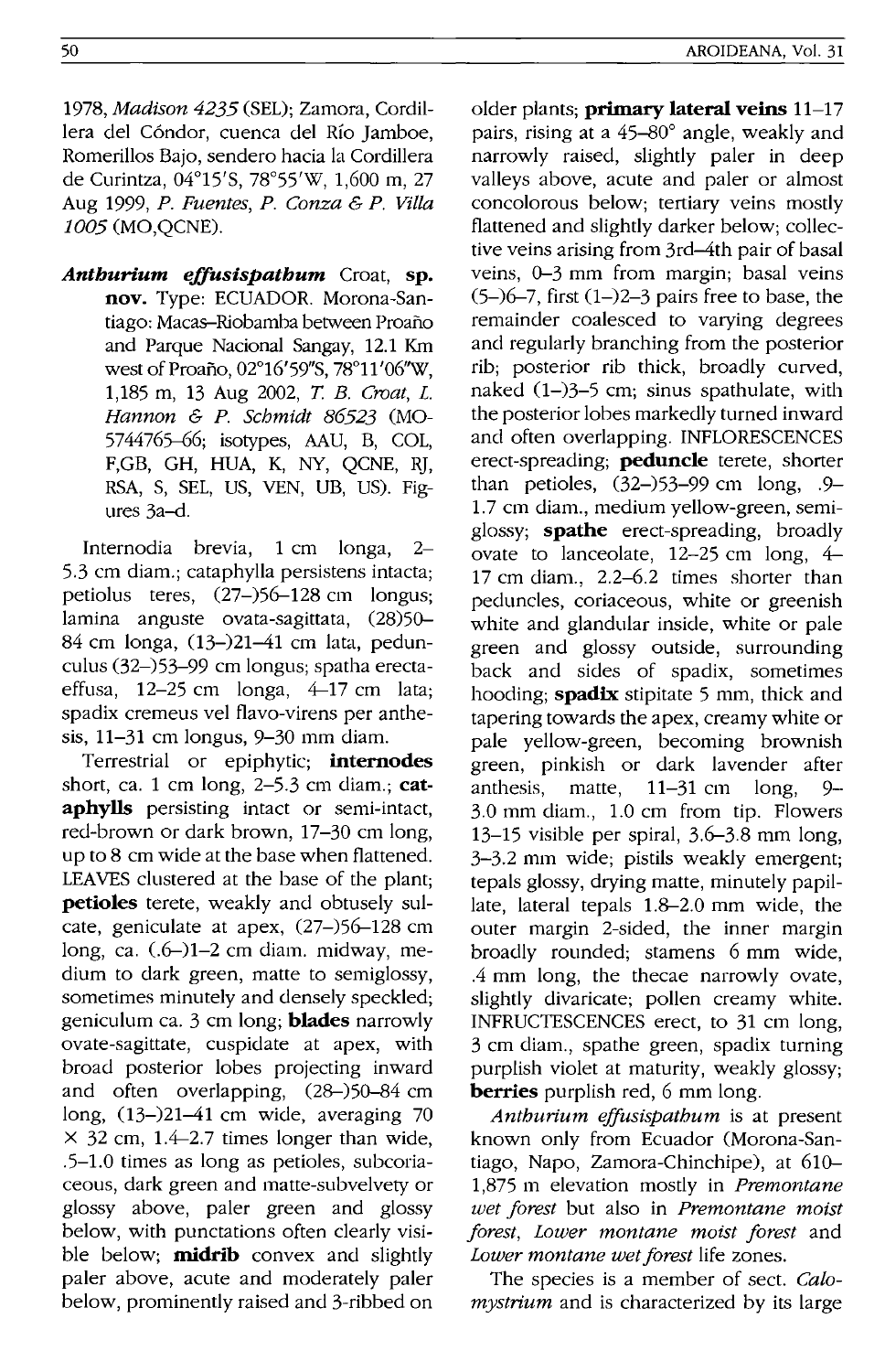1978, *Madison 4235* (SEL); Zamora, Cordillera del Cóndor, cuenca del Río Jamboe, Romerillos Bajo, sendero hacia la Cordillera de Curintza, 04°15'S, 78°55'W, 1,600 m, 27 Aug 1999, *P. Fuentes, P. Conza & P. Villa 1005* (MO,QCNE).

***Anthurium effusispathum*** Croat, **sp. nov.** Type: ECUADOR. Morona-Santiago: Macas–Riobamba between Proaño and Parque Nacional Sangay, 12.1 Km west of Proaño, 02°16'59"S, 78°11'06"W, 1,185 m, 13 Aug 2002, *T. B. Croat, L. Hannon & P. Schmidt 86523* (MO-5744765–66; isotypes, AAU, B, COL, F,GB, GH, HUA, K, NY, QCNE, RJ, RSA, S, SEL, US, VEN, UB, US). Figures 3a–d.

Internodia brevia, 1 cm longa, 2–5.3 cm diam.; cataphylla persistens intacta; petiolus teres, (27–)56–128 cm longus; lamina anguste ovata-sagittata, (28)50–84 cm longa, (13–)21–41 cm lata, pedunculus (32–)53–99 cm longus; spatha erecta-effusa, 12–25 cm longa, 4–17 cm lata; spadix cremeus vel flavo-virens per anthesis, 11–31 cm longus, 9–30 mm diam.

Terrestrial or epiphytic; **internodes** short, ca. 1 cm long, 2–5.3 cm diam.; **cataphylls** persisting intact or semi-intact, red-brown or dark brown, 17–30 cm long, up to 8 cm wide at the base when flattened. LEAVES clustered at the base of the plant; **petioles** terete, weakly and obtusely sulcate, geniculate at apex, (27–)56–128 cm long, ca. (.6–)1–2 cm diam. midway, medium to dark green, matte to semiglossy, sometimes minutely and densely speckled; geniculum ca. 3 cm long; **blades** narrowly ovate-sagittate, cuspidate at apex, with broad posterior lobes projecting inward and often overlapping, (28–)50–84 cm long, (13–)21–41 cm wide, averaging 70 × 32 cm, 1.4–2.7 times longer than wide, .5–1.0 times as long as petioles, subcoriaceous, dark green and matte-subvelvety or glossy above, paler green and glossy below, with punctations often clearly visible below; **midrib** convex and slightly paler above, acute and moderately paler below, prominently raised and 3-ribbed on older plants; **primary lateral veins** 11–17 pairs, rising at a 45–80° angle, weakly and narrowly raised, slightly paler in deep valleys above, acute and paler or almost concolorous below; tertiary veins mostly flattened and slightly darker below; collective veins arising from 3rd–4th pair of basal veins, 0–3 mm from margin; basal veins (5–)6–7, first (1–)2–3 pairs free to base, the remainder coalesced to varying degrees and regularly branching from the posterior rib; posterior rib thick, broadly curved, naked (1–)3–5 cm; sinus spathulate, with the posterior lobes markedly turned inward and often overlapping. INFLORESCENCES erect-spreading; **peduncle** terete, shorter than petioles, (32–)53–99 cm long, .9–1.7 cm diam., medium yellow-green, semiglossy; **spathe** erect-spreading, broadly ovate to lanceolate, 12–25 cm long, 4–17 cm diam., 2.2–6.2 times shorter than peduncles, coriaceous, white or greenish white and glandular inside, white or pale green and glossy outside, surrounding back and sides of spadix, sometimes hooding; **spadix** stipitate 5 mm, thick and tapering towards the apex, creamy white or pale yellow-green, becoming brownish green, pinkish or dark lavender after anthesis, matte, 11–31 cm long, 9–3.0 mm diam., 1.0 cm from tip. Flowers 13–15 visible per spiral, 3.6–3.8 mm long, 3–3.2 mm wide; pistils weakly emergent; tepals glossy, drying matte, minutely papillate, lateral tepals 1.8–2.0 mm wide, the outer margin 2-sided, the inner margin broadly rounded; stamens 6 mm wide, .4 mm long, the thecae narrowly ovate, slightly divaricate; pollen creamy white. INFRUCTESCENCES erect, to 31 cm long, 3 cm diam., spathe green, spadix turning purplish violet at maturity, weakly glossy; **berries** purplish red, 6 mm long.

*Anthurium effusispathum* is at present known only from Ecuador (Morona-Santiago, Napo, Zamora-Chinchipe), at 610–1,875 m elevation mostly in *Premontane wet forest* but also in *Premontane moist forest*, *Lower montane moist forest* and *Lower montane wet forest* life zones.

The species is a member of sect. *Calomystrium* and is characterized by its large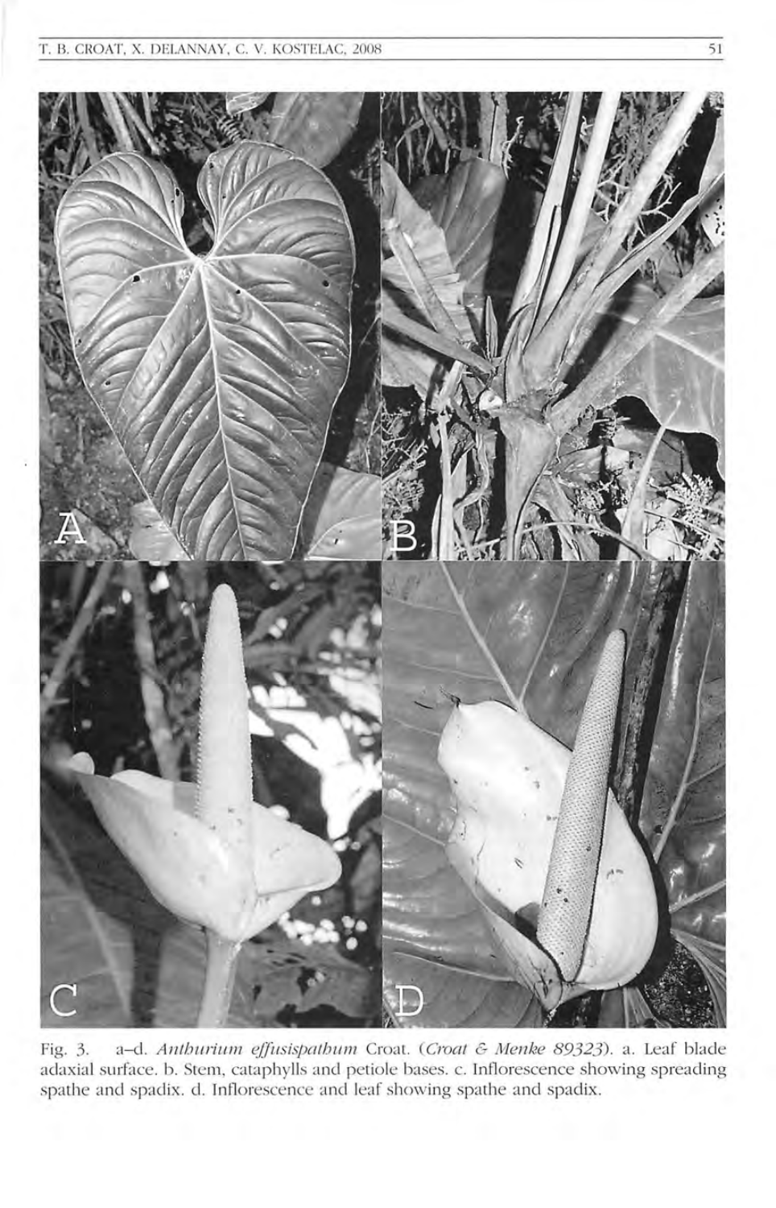Fig. 3. a–d. *Anthurium effusispathum* Croat. (*Croat & Menke 89323*). a. Leaf blade adaxial surface. b. Stem, cataphylls and petiole bases. c. Inflorescence showing spreading spathe and spadix. d. Inflorescence and leaf showing spathe and spadix.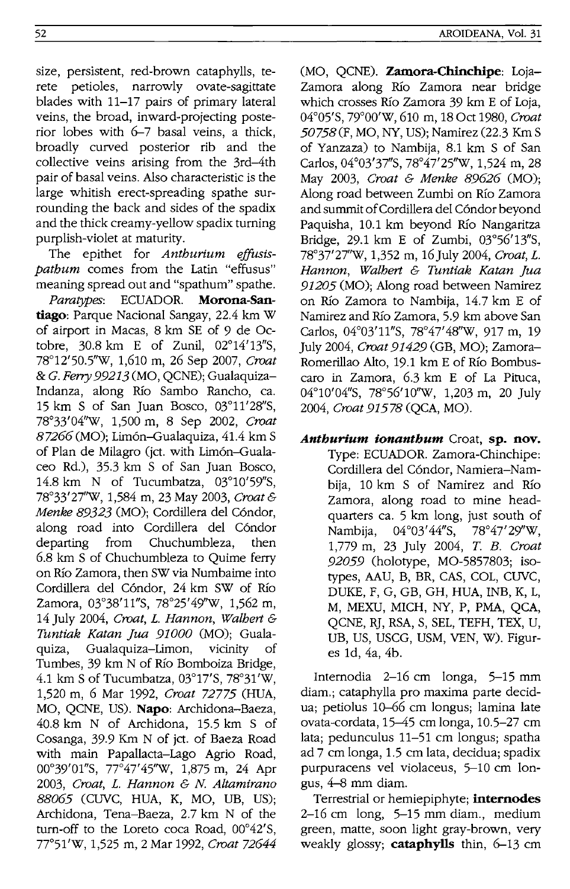size, persistent, red-brown cataphylls, terete petioles, narrowly ovate-sagittate blades with 11–17 pairs of primary lateral veins, the broad, inward-projecting posterior lobes with 6–7 basal veins, a thick, broadly curved posterior rib and the collective veins arising from the 3rd–4th pair of basal veins. Also characteristic is the large whitish erect-spreading spathe surrounding the back and sides of the spadix and the thick creamy-yellow spadix turning purplish-violet at maturity.

The epithet for *Anthurium effusispathum* comes from the Latin "effusus" meaning spread out and "spathum" spathe.

*Paratypes*: ECUADOR. **Morona-Santiago**: Parque Nacional Sangay, 22.4 km W of airport in Macas, 8 km SE of 9 de Octobre, 30.8 km E of Zunil, 02°14'13"S, 78°12'50.5"W, 1,610 m, 26 Sep 2007, *Croat & G. Ferry 99213* (MO, QCNE); Gualaquiza–Indanza, along Río Sambo Rancho, ca. 15 km S of San Juan Bosco, 03°11'28"S, 78°33'04"W, 1,500 m, 8 Sep 2002, *Croat 87266* (MO); Limón–Gualaquiza, 41.4 km S of Plan de Milagro (jct. with Limón–Gualaceo Rd.), 35.3 km S of San Juan Bosco, 14.8 km N of Tucumbatza, 03°10'59"S, 78°33'27"W, 1,584 m, 23 May 2003, *Croat & Menke 89323* (MO); Cordillera del Cóndor, along road into Cordillera del Cóndor departing from Chuchumbleza, then 6.8 km S of Chuchumbleza to Quime ferry on Río Zamora, then SW via Numbaime into Cordillera del Cóndor, 24 km SW of Río Zamora, 03°38'11"S, 78°25'49"W, 1,562 m, 14 July 2004, *Croat, L. Hannon, Walbert & Tuntiak Katan Jua 91000* (MO); Gualaquiza, Gualaquiza–Limon, vicinity of Tumbes, 39 km N of Río Bomboiza Bridge, 4.1 km S of Tucumbatza, 03°17'S, 78°31'W, 1,520 m, 6 Mar 1992, *Croat 72775* (HUA, MO, QCNE, US). **Napo**: Archidona–Baeza, 40.8 km N of Archidona, 15.5 km S of Cosanga, 39.9 Km N of jct. of Baeza Road with main Papallacta–Lago Agrio Road, 00°39'01"S, 77°47'45"W, 1,875 m, 24 Apr 2003, *Croat, L. Hannon & N. Altamirano 88065* (CUVC, HUA, K, MO, UB, US); Archidona, Tena–Baeza, 2.7 km N of the turn-off to the Loreto coca Road, 00°42'S, 77°51'W, 1,525 m, 2 Mar 1992, *Croat 72644* (MO, QCNE). **Zamora-Chinchipe**: Loja–Zamora along Río Zamora near bridge which crosses Río Zamora 39 km E of Loja, 04°05'S, 79°00'W, 610 m, 18 Oct 1980, *Croat 50758* (F, MO, NY, US); Namirez (22.3 Km S of Yanzaza) to Nambija, 8.1 km S of San Carlos, 04°03'37"S, 78°47'25"W, 1,524 m, 28 May 2003, *Croat & Menke 89626* (MO); Along road between Zumbi on Río Zamora and summit of Cordillera del Cóndor beyond Paquisha, 10.1 km beyond Río Nangaritza Bridge, 29.1 km E of Zumbi, 03°56'13"S, 78°37'27"W, 1,352 m, 16 July 2004, *Croat, L. Hannon, Walbert & Tuntiak Katan Jua 91205* (MO); Along road between Namirez on Río Zamora to Nambija, 14.7 km E of Namirez and Río Zamora, 5.9 km above San Carlos, 04°03'11"S, 78°47'48"W, 917 m, 19 July 2004, *Croat 91429* (GB, MO); Zamora–Romerillao Alto, 19.1 km E of Río Bombuscaro in Zamora, 6.3 km E of La Pituca, 04°10'04"S, 78°56'10"W, 1,203 m, 20 July 2004, *Croat 91578* (QCA, MO).

***Anthurium ionanthum*** Croat, **sp. nov.** Type: ECUADOR. Zamora-Chinchipe: Cordillera del Cóndor, Namiera–Nambija, 10 km S of Namirez and Río Zamora, along road to mine headquarters ca. 5 km long, just south of Nambija, 04°03'44"S, 78°47'29"W, 1,779 m, 23 July 2004, *T. B. Croat 92059* (holotype, MO-5857803; isotypes, AAU, B, BR, CAS, COL, CUVC, DUKE, F, G, GB, GH, HUA, INB, K, L, M, MEXU, MICH, NY, P, PMA, QCA, QCNE, RJ, RSA, S, SEL, TEFH, TEX, U, UB, US, USCG, USM, VEN, W). Figures 1d, 4a, 4b.

Internodia 2–16 cm longa, 5–15 mm diam.; cataphylla pro maxima parte decidua; petiolus 10–66 cm longus; lamina late ovata-cordata, 15–45 cm longa, 10.5–27 cm lata; pedunculus 11–51 cm longus; spatha ad 7 cm longa, 1.5 cm lata, decidua; spadix purpuracens vel violaceus, 5–10 cm longus, 4–8 mm diam.

Terrestrial or hemiepiphyte; **internodes** 2–16 cm long, 5–15 mm diam., medium green, matte, soon light gray-brown, very weakly glossy; **cataphylls** thin, 6–13 cm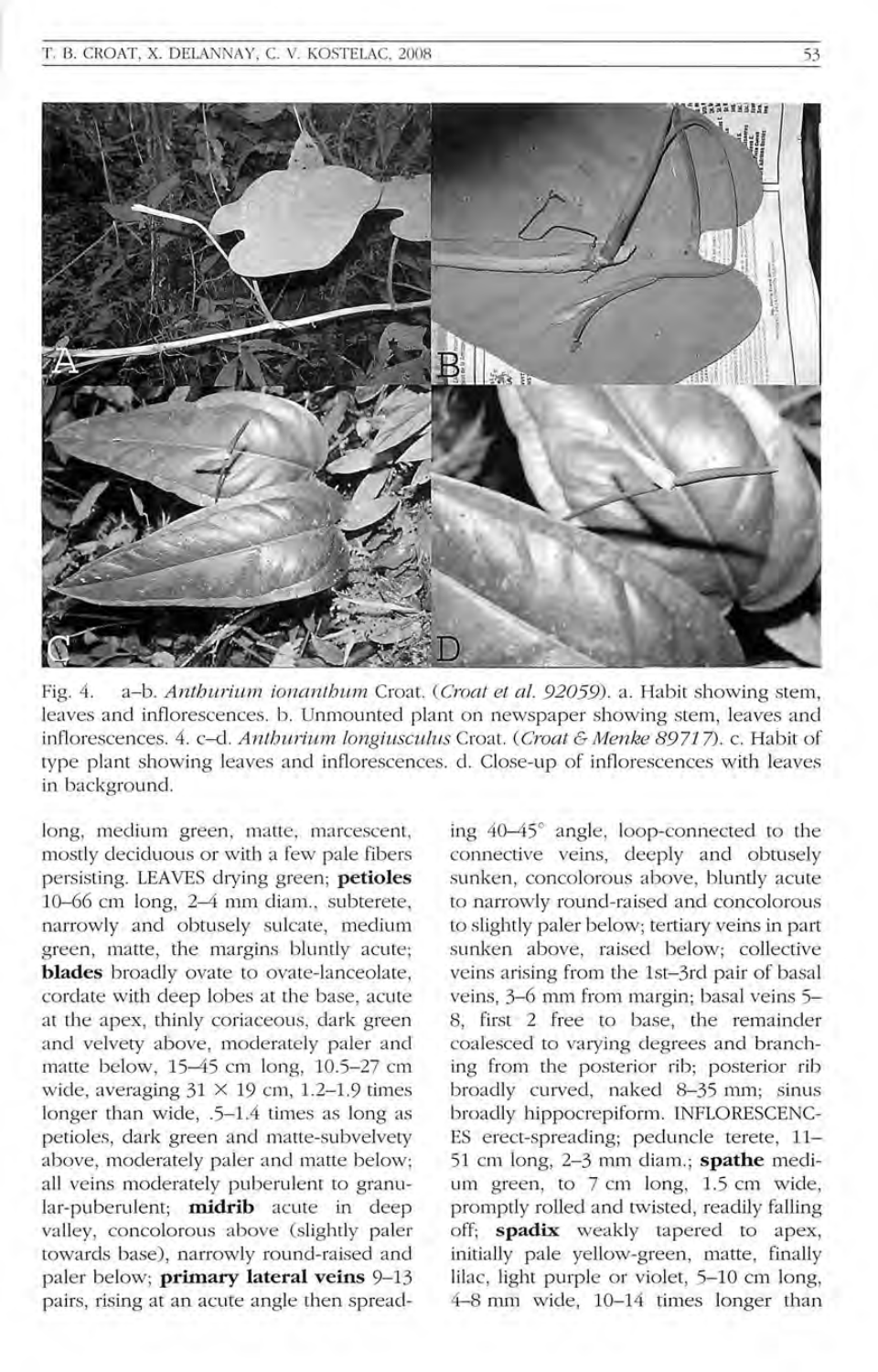Fig. 4. a–b. *Anthurium ionanthum* Croat. (*Croat et al. 92059*). a. Habit showing stem, leaves and inflorescences. b. Unmounted plant on newspaper showing stem, leaves and inflorescences. 4. c–d. *Anthurium longiusculus* Croat. (*Croat & Menke 89717*). c. Habit of type plant showing leaves and inflorescences. d. Close-up of inflorescences with leaves in background.

long, medium green, matte, marcescent, mostly deciduous or with a few pale fibers persisting. LEAVES drying green; **petioles** 10–66 cm long, 2–4 mm diam., subterete, narrowly and obtusely sulcate, medium green, matte, the margins bluntly acute; **blades** broadly ovate to ovate-lanceolate, cordate with deep lobes at the base, acute at the apex, thinly coriaceous, dark green and velvety above, moderately paler and matte below, 15–45 cm long, 10.5–27 cm wide, averaging 31 × 19 cm, 1.2–1.9 times longer than wide, .5–1.4 times as long as petioles, dark green and matte-subvelvety above, moderately paler and matte below; all veins moderately puberulent to granular-puberulent; **midrib** acute in deep valley, concolorous above (slightly paler towards base), narrowly round-raised and paler below; **primary lateral veins** 9–13 pairs, rising at an acute angle then spreading 40–45° angle, loop-connected to the connective veins, deeply and obtusely sunken, concolorous above, bluntly acute to narrowly round-raised and concolorous to slightly paler below; tertiary veins in part sunken above, raised below; collective veins arising from the 1st–3rd pair of basal veins, 3–6 mm from margin; basal veins 5–8, first 2 free to base, the remainder coalesced to varying degrees and branching from the posterior rib; posterior rib broadly curved, naked 8–35 mm; sinus broadly hippocrepiform. INFLORESCENCES erect-spreading; peduncle terete, 11–51 cm long, 2–3 mm diam.; **spathe** medium green, to 7 cm long, 1.5 cm wide, promptly rolled and twisted, readily falling off; **spadix** weakly tapered to apex, initially pale yellow-green, matte, finally lilac, light purple or violet, 5–10 cm long, 4–8 mm wide, 10–14 times longer than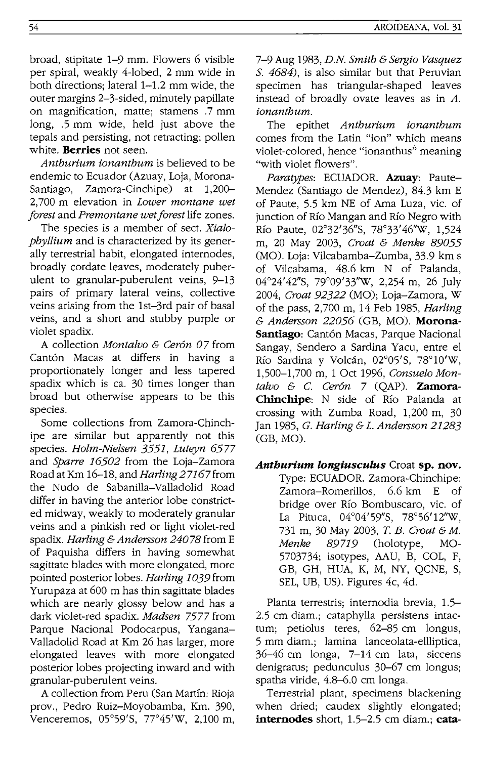broad, stipitate 1–9 mm. Flowers 6 visible per spiral, weakly 4-lobed, 2 mm wide in both directions; lateral 1–1.2 mm wide, the outer margins 2–3-sided, minutely papillate on magnification, matte; stamens .7 mm long, .5 mm wide, held just above the tepals and persisting, not retracting; pollen white. **Berries** not seen.

*Anthurium ionanthum* is believed to be endemic to Ecuador (Azuay, Loja, Morona-Santiago, Zamora-Cinchipe) at 1,200–2,700 m elevation in *Lower montane wet forest* and *Premontane wet forest* life zones.

The species is a member of sect. *Xialophyllium* and is characterized by its generally terrestrial habit, elongated internodes, broadly cordate leaves, moderately puberulent to granular-puberulent veins, 9–13 pairs of primary lateral veins, collective veins arising from the 1st–3rd pair of basal veins, and a short and stubby purple or violet spadix.

A collection *Montalvo & Cerón 07* from Cantón Macas at differs in having a proportionately longer and less tapered spadix which is ca. 30 times longer than broad but otherwise appears to be this species.

Some collections from Zamora-Chinchipe are similar but apparently not this species. *Holm-Nielsen 3551*, *Luteyn 6577* and *Sparre 16502* from the Loja–Zamora Road at Km 16–18, and *Harling 27167* from the Nudo de Sabanilla–Valladolid Road differ in having the anterior lobe constricted midway, weakly to moderately granular veins and a pinkish red or light violet-red spadix. *Harling & Andersson 24078* from E of Paquisha differs in having somewhat sagittate blades with more elongated, more pointed posterior lobes. *Harling 1039* from Yurupaza at 600 m has thin sagittate blades which are nearly glossy below and has a dark violet-red spadix. *Madsen 7577* from Parque Nacional Podocarpus, Yangana–Valladolid Road at Km 26 has larger, more elongated leaves with more elongated posterior lobes projecting inward and with granular-puberulent veins.

A collection from Peru (San Martín: Rioja prov., Pedro Ruiz–Moyobamba, Km. 390, Venceremos, 05°59'S, 77°45'W, 2,100 m, 7–9 Aug 1983, *D.N. Smith & Sergio Vasquez S. 4684*), is also similar but that Peruvian specimen has triangular-shaped leaves instead of broadly ovate leaves as in *A. ionanthum*.

The epithet *Anthurium ionanthum* comes from the Latin "ion" which means violet-colored, hence "ionanthus" meaning "with violet flowers".

*Paratypes*: ECUADOR. **Azuay**: Paute–Mendez (Santiago de Mendez), 84.3 km E of Paute, 5.5 km NE of Ama Luza, vic. of junction of Río Mangan and Río Negro with Río Paute, 02°32'36"S, 78°33'46"W, 1,524 m, 20 May 2003, *Croat & Menke 89055* (MO). Loja: Vilcabamba–Zumba, 33.9 km s of Vilcabama, 48.6 km N of Palanda, 04°24'42"S, 79°09'33"W, 2,254 m, 26 July 2004, *Croat 92322* (MO); Loja–Zamora, W of the pass, 2,700 m, 14 Feb 1985, *Harling & Andersson 22056* (GB, MO). **Morona-Santiago**: Cantón Macas, Parque Nacional Sangay, Sendero a Sardina Yacu, entre el Río Sardina y Volcán, 02°05'S, 78°10'W, 1,500–1,700 m, 1 Oct 1996, *Consuelo Montalvo & C. Cerón 7* (QAP). **Zamora-Chinchipe**: N side of Río Palanda at crossing with Zumba Road, 1,200 m, 30 Jan 1985, *G. Harling & L. Andersson 21283* (GB, MO).

***Anthurium longiusculus*** Croat **sp. nov.**
Type: ECUADOR. Zamora-Chinchipe: Zamora–Romerillos, 6.6 km E of bridge over Río Bombuscaro, vic. of La Pituca, 04°04'59"S, 78°56'12"W, 731 m, 30 May 2003, *T. B. Croat & M. Menke 89719* (holotype, MO-5703734; isotypes, AAU, B, COL, F, GB, GH, HUA, K, M, NY, QCNE, S, SEL, UB, US). Figures 4c, 4d.

Planta terrestris; internodia brevia, 1.5–2.5 cm diam.; cataphylla persistens intactum; petiolus teres, 62–85 cm longus, 5 mm diam.; lamina lanceolata-ellliptica, 36–46 cm longa, 7–14 cm lata, siccens denigratus; pedunculus 30–67 cm longus; spatha viride, 4.8–6.0 cm longa.

Terrestrial plant, specimens blackening when dried; caudex slightly elongated; **internodes** short, 1.5–2.5 cm diam.; **cata-**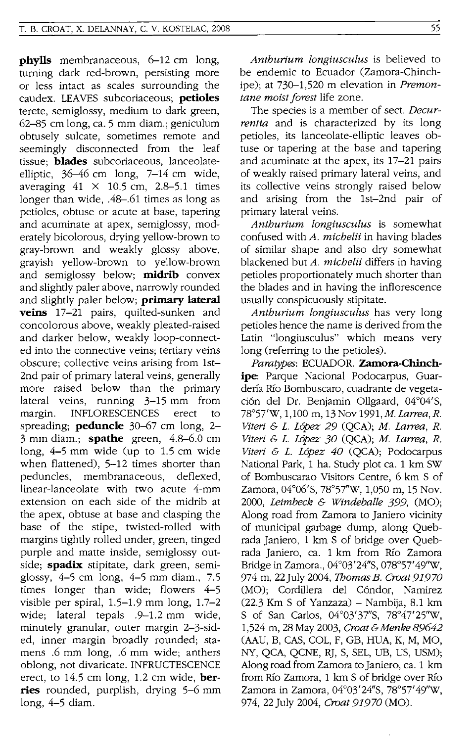**phylls** membranaceous, 6–12 cm long, turning dark red-brown, persisting more or less intact as scales surrounding the caudex. LEAVES subcoriaceous; **petioles** terete, semiglossy, medium to dark green, 62–85 cm long, ca. 5 mm diam.; geniculum obtusely sulcate, sometimes remote and seemingly disconnected from the leaf tissue; **blades** subcoriaceous, lanceolate-elliptic, 36–46 cm long, 7–14 cm wide, averaging 41 × 10.5 cm, 2.8–5.1 times longer than wide, .48–.61 times as long as petioles, obtuse or acute at base, tapering and acuminate at apex, semiglossy, moderately bicolorous, drying yellow-brown to gray-brown and weakly glossy above, grayish yellow-brown to yellow-brown and semiglossy below; **midrib** convex and slightly paler above, narrowly rounded and slightly paler below; **primary lateral veins** 17–21 pairs, quilted-sunken and concolorous above, weakly pleated-raised and darker below, weakly loop-connected into the connective veins; tertiary veins obscure; collective veins arising from 1st–2nd pair of primary lateral veins, generally more raised below than the primary lateral veins, running 3–15 mm from margin. INFLORESCENCES erect to spreading; **peduncle** 30–67 cm long, 2–3 mm diam.; **spathe** green, 4.8–6.0 cm long, 4–5 mm wide (up to 1.5 cm wide when flattened), 5–12 times shorter than peduncles, membranaceous, deflexed, linear-lanceolate with two acute 4-mm extension on each side of the midrib at the apex, obtuse at base and clasping the base of the stipe, twisted-rolled with margins tightly rolled under, green, tinged purple and matte inside, semiglossy outside; **spadix** stipitate, dark green, semiglossy, 4–5 cm long, 4–5 mm diam., 7.5 times longer than wide; flowers 4–5 visible per spiral, 1.5–1.9 mm long, 1.7–2 wide; lateral tepals .9–1.2 mm wide, minutely granular, outer margin 2–3-sided, inner margin broadly rounded; stamens .6 mm long, .6 mm wide; anthers oblong, not divaricate. INFRUCTESCENCE erect, to 14.5 cm long, 1.2 cm wide, **berries** rounded, purplish, drying 5–6 mm long, 4–5 diam.

*Anthurium longiusculus* is believed to be endemic to Ecuador (Zamora-Chinchipe); at 730–1,520 m elevation in *Premontane moist forest* life zone.

The species is a member of sect. *Decurrentia* and is characterized by its long petioles, its lanceolate-elliptic leaves obtuse or tapering at the base and tapering and acuminate at the apex, its 17–21 pairs of weakly raised primary lateral veins, and its collective veins strongly raised below and arising from the 1st–2nd pair of primary lateral veins.

*Anthurium longiusculus* is somewhat confused with *A. michelii* in having blades of similar shape and also dry somewhat blackened but *A. michelii* differs in having petioles proportionately much shorter than the blades and in having the inflorescence usually conspicuously stipitate.

*Anthurium longiusculus* has very long petioles hence the name is derived from the Latin "longiusculus" which means very long (referring to the petioles).

*Paratypes*: ECUADOR. **Zamora-Chinchipe**: Parque Nacional Podocarpus, Guardería Río Bombuscaro, cuadrante de vegetación del Dr. Benjamin Ollgaard, 04°04'S, 78°57'W, 1,100 m, 13 Nov 1991, *M. Larrea, R. Viteri & L. López 29* (QCA); *M. Larrea, R. Viteri & L. López 30* (QCA); *M. Larrea, R. Viteri & L. López 40* (QCA); Podocarpus National Park, 1 ha. Study plot ca. 1 km SW of Bombuscarao Visitors Centre, 6 km S of Zamora, 04°06'S, 78°57"W, 1,050 m, 15 Nov. 2000, *Leimbeck & Windeballe 399*, (MO); Along road from Zamora to Janiero vicinity of municipal garbage dump, along Quebrada Janiero, 1 km S of bridge over Quebrada Janiero, ca. 1 km from Río Zamora Bridge in Zamora., 04°03'24"S, 078°57'49"W, 974 m, 22 July 2004, *Thomas B. Croat 91970* (MO); Cordillera del Cóndor, Namirez (22.3 Km S of Yanzaza) – Nambija, 8.1 km S of San Carlos, 04°03'37"S, 78°47'25"W, 1,524 m, 28 May 2003, *Croat & Menke 89642* (AAU, B, CAS, COL, F, GB, HUA, K, M, MO, NY, QCA, QCNE, RJ, S, SEL, UB, US, USM); Along road from Zamora to Janiero, ca. 1 km from Río Zamora, 1 km S of bridge over Río Zamora in Zamora, 04°03'24"S, 78°57'49"W, 974, 22 July 2004, *Croat 91970* (MO).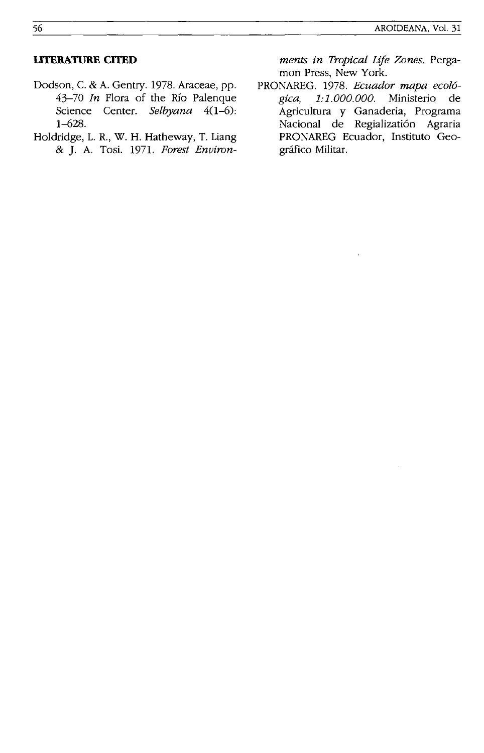## LITERATURE CITED

Dodson, C. & A. Gentry. 1978. Araceae, pp. 43–70 *In* Flora of the Río Palenque Science Center. *Selbyana* 4(1–6): 1–628.

Holdridge, L. R., W. H. Hatheway, T. Liang & J. A. Tosi. 1971. *Forest Environments in Tropical Life Zones.* Pergamon Press, New York.

PRONAREG. 1978. *Ecuador mapa ecológica, 1:1.000.000.* Ministerio de Agricultura y Ganaderia, Programa Nacional de Regialización Agraria PRONAREG Ecuador, Instituto Geográfico Militar.